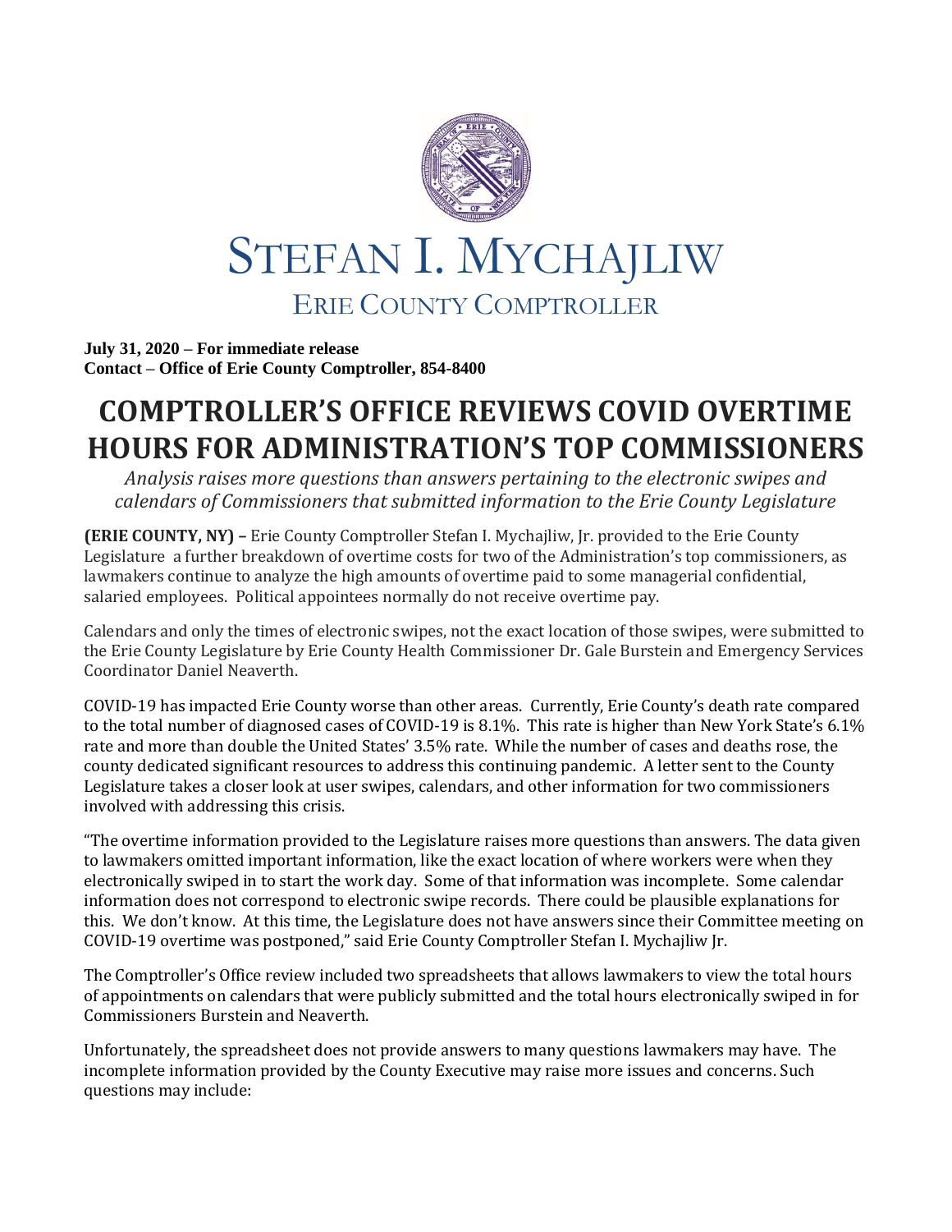# STEFAN I. MYCHAJLIW

## ERIE COUNTY COMPTROLLER

**July 31, 2020 – For immediate release**
**Contact – Office of Erie County Comptroller, 854-8400**

# COMPTROLLER'S OFFICE REVIEWS COVID OVERTIME HOURS FOR ADMINISTRATION'S TOP COMMISSIONERS

*Analysis raises more questions than answers pertaining to the electronic swipes and calendars of Commissioners that submitted information to the Erie County Legislature*

**(ERIE COUNTY, NY) –** Erie County Comptroller Stefan I. Mychajliw, Jr. provided to the Erie County Legislature a further breakdown of overtime costs for two of the Administration's top commissioners, as lawmakers continue to analyze the high amounts of overtime paid to some managerial confidential, salaried employees. Political appointees normally do not receive overtime pay.

Calendars and only the times of electronic swipes, not the exact location of those swipes, were submitted to the Erie County Legislature by Erie County Health Commissioner Dr. Gale Burstein and Emergency Services Coordinator Daniel Neaverth.

COVID-19 has impacted Erie County worse than other areas. Currently, Erie County's death rate compared to the total number of diagnosed cases of COVID-19 is 8.1%. This rate is higher than New York State's 6.1% rate and more than double the United States' 3.5% rate. While the number of cases and deaths rose, the county dedicated significant resources to address this continuing pandemic. A letter sent to the County Legislature takes a closer look at user swipes, calendars, and other information for two commissioners involved with addressing this crisis.

"The overtime information provided to the Legislature raises more questions than answers. The data given to lawmakers omitted important information, like the exact location of where workers were when they electronically swiped in to start the work day. Some of that information was incomplete. Some calendar information does not correspond to electronic swipe records. There could be plausible explanations for this. We don't know. At this time, the Legislature does not have answers since their Committee meeting on COVID-19 overtime was postponed," said Erie County Comptroller Stefan I. Mychajliw Jr.

The Comptroller's Office review included two spreadsheets that allows lawmakers to view the total hours of appointments on calendars that were publicly submitted and the total hours electronically swiped in for Commissioners Burstein and Neaverth.

Unfortunately, the spreadsheet does not provide answers to many questions lawmakers may have. The incomplete information provided by the County Executive may raise more issues and concerns. Such questions may include: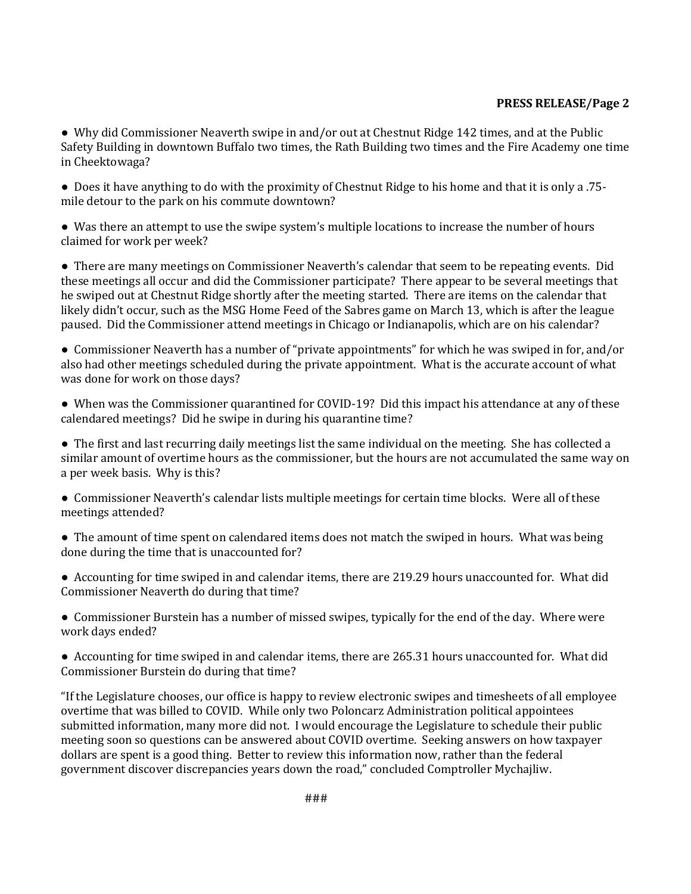- Why did Commissioner Neaverth swipe in and/or out at Chestnut Ridge 142 times, and at the Public Safety Building in downtown Buffalo two times, the Rath Building two times and the Fire Academy one time in Cheektowaga?
- Does it have anything to do with the proximity of Chestnut Ridge to his home and that it is only a .75-mile detour to the park on his commute downtown?
- Was there an attempt to use the swipe system's multiple locations to increase the number of hours claimed for work per week?
- There are many meetings on Commissioner Neaverth's calendar that seem to be repeating events. Did these meetings all occur and did the Commissioner participate? There appear to be several meetings that he swiped out at Chestnut Ridge shortly after the meeting started. There are items on the calendar that likely didn't occur, such as the MSG Home Feed of the Sabres game on March 13, which is after the league paused. Did the Commissioner attend meetings in Chicago or Indianapolis, which are on his calendar?
- Commissioner Neaverth has a number of "private appointments" for which he was swiped in for, and/or also had other meetings scheduled during the private appointment. What is the accurate account of what was done for work on those days?
- When was the Commissioner quarantined for COVID-19? Did this impact his attendance at any of these calendared meetings? Did he swipe in during his quarantine time?
- The first and last recurring daily meetings list the same individual on the meeting. She has collected a similar amount of overtime hours as the commissioner, but the hours are not accumulated the same way on a per week basis. Why is this?
- Commissioner Neaverth's calendar lists multiple meetings for certain time blocks. Were all of these meetings attended?
- The amount of time spent on calendared items does not match the swiped in hours. What was being done during the time that is unaccounted for?
- Accounting for time swiped in and calendar items, there are 219.29 hours unaccounted for. What did Commissioner Neaverth do during that time?
- Commissioner Burstein has a number of missed swipes, typically for the end of the day. Where were work days ended?
- Accounting for time swiped in and calendar items, there are 265.31 hours unaccounted for. What did Commissioner Burstein do during that time?

"If the Legislature chooses, our office is happy to review electronic swipes and timesheets of all employee overtime that was billed to COVID. While only two Poloncarz Administration political appointees submitted information, many more did not. I would encourage the Legislature to schedule their public meeting soon so questions can be answered about COVID overtime. Seeking answers on how taxpayer dollars are spent is a good thing. Better to review this information now, rather than the federal government discover discrepancies years down the road," concluded Comptroller Mychajliw.

###